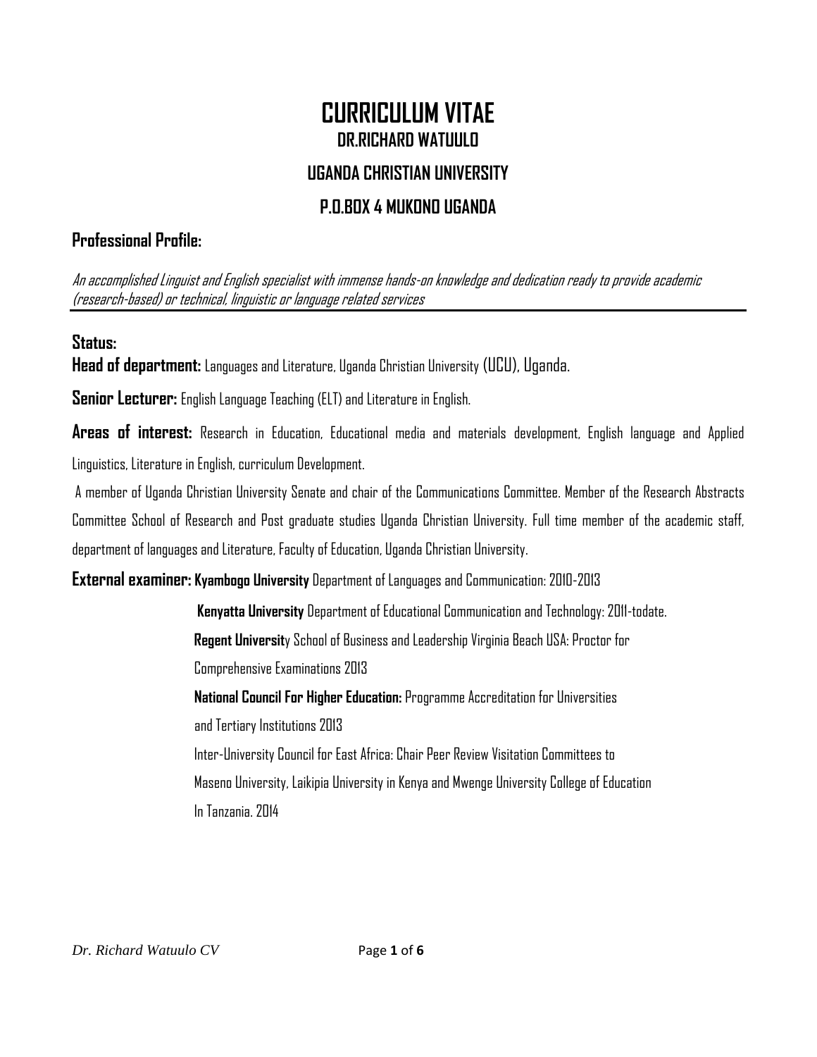# CURRICULUM VITAE

## DR.RICHARD WATUULO

## UGANDA CHRISTIAN UNIVERSITY

## P.O.BOX 4 MUKONO UGANDA

### Professional Profile:

*An accomplished Linguist and English specialist with immense hands-on knowledge and dedication ready to provide academic (research-based) or technical, linguistic or language related services*

---

### Status:

**Head of department:** Languages and Literature, Uganda Christian University (UCU), Uganda.

**Senior Lecturer:** English Language Teaching (ELT) and Literature in English.

**Areas of interest:** Research in Education, Educational media and materials development, English language and Applied Linguistics, Literature in English, curriculum Development.

A member of Uganda Christian University Senate and chair of the Communications Committee. Member of the Research Abstracts Committee School of Research and Post graduate studies Uganda Christian University. Full time member of the academic staff, department of languages and Literature, Faculty of Education, Uganda Christian University.

**External examiner:** **Kyambogo University** Department of Languages and Communication: 2010-2013

**Kenyatta University** Department of Educational Communication and Technology: 2011-todate.

**Regent Universit**y School of Business and Leadership Virginia Beach USA: Proctor for Comprehensive Examinations 2013

**National Council For Higher Education:** Programme Accreditation for Universities and Tertiary Institutions 2013

Inter-University Council for East Africa: Chair Peer Review Visitation Committees to Maseno University, Laikipia University in Kenya and Mwenge University College of Education In Tanzania. 2014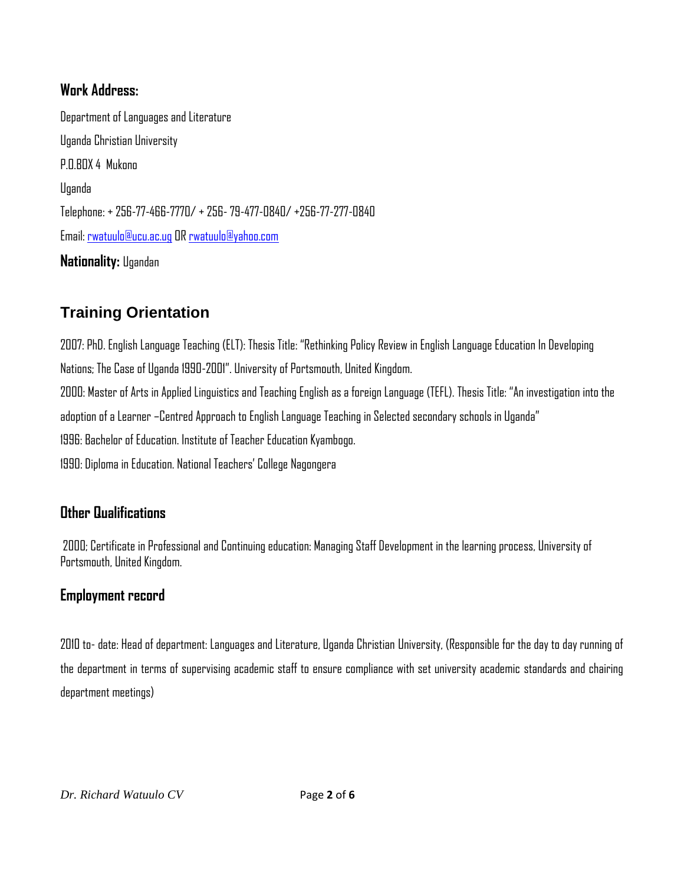### Work Address:

Department of Languages and Literature

Uganda Christian University

P.O.BOX 4 Mukono

Uganda

Telephone: + 256-77-466-7770/ + 256- 79-477-0840/ +256-77-277-0840

Email: rwatuulo@ucu.ac.ug OR rwatuulo@yahoo.com

**Nationality:** Ugandan

## Training Orientation

2007: PhD. English Language Teaching (ELT): Thesis Title: "Rethinking Policy Review in English Language Education In Developing Nations; The Case of Uganda 1990-2001". University of Portsmouth, United Kingdom.

2000: Master of Arts in Applied Linguistics and Teaching English as a foreign Language (TEFL). Thesis Title: "An investigation into the adoption of a Learner –Centred Approach to English Language Teaching in Selected secondary schools in Uganda"

1996: Bachelor of Education. Institute of Teacher Education Kyambogo.

1990: Diploma in Education. National Teachers' College Nagongera

### Other Qualifications

2000; Certificate in Professional and Continuing education: Managing Staff Development in the learning process, University of Portsmouth, United Kingdom.

### Employment record

2010 to- date: Head of department: Languages and Literature, Uganda Christian University, (Responsible for the day to day running of the department in terms of supervising academic staff to ensure compliance with set university academic standards and chairing department meetings)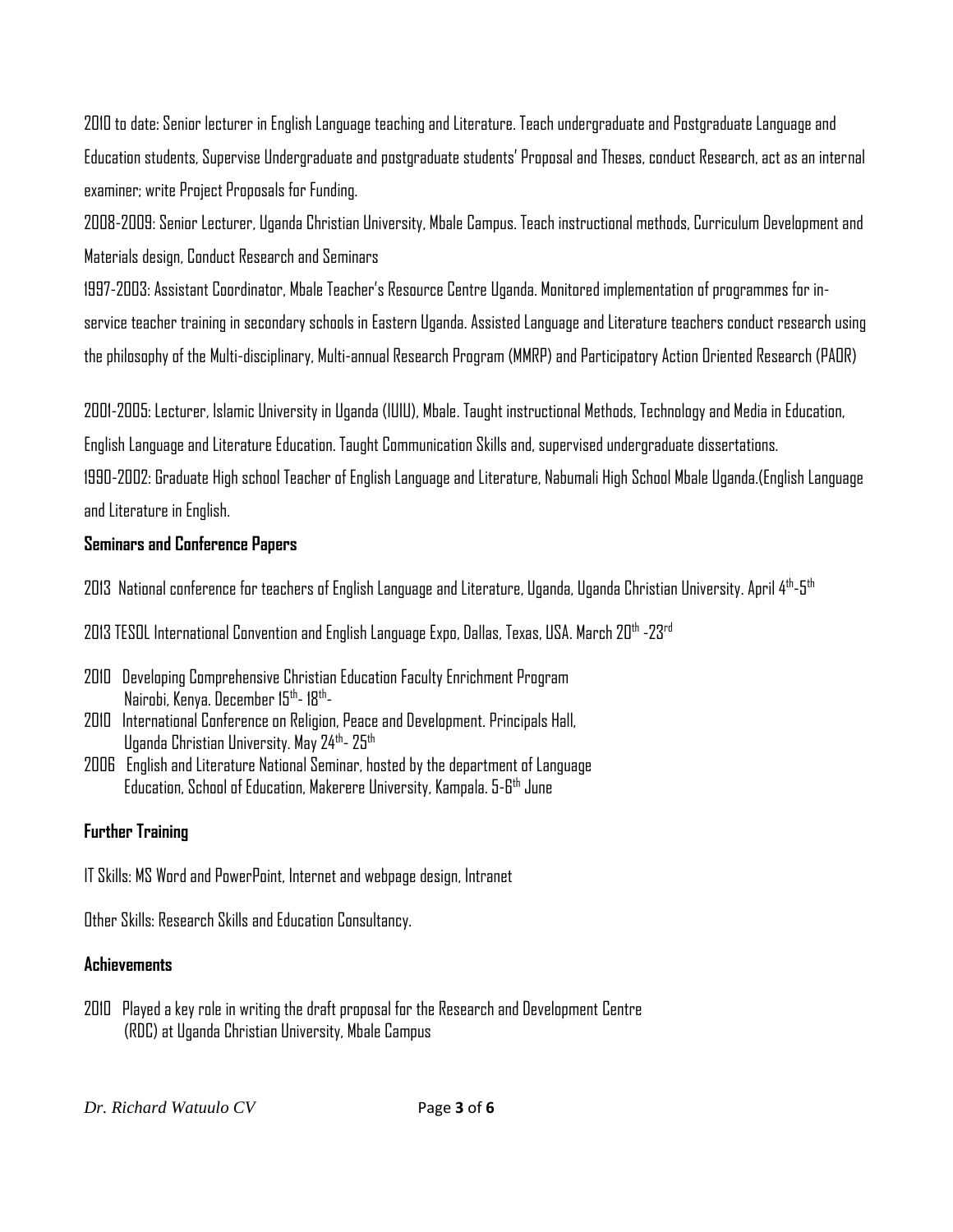2010 to date: Senior lecturer in English Language teaching and Literature. Teach undergraduate and Postgraduate Language and Education students, Supervise Undergraduate and postgraduate students' Proposal and Theses, conduct Research, act as an internal examiner; write Project Proposals for Funding.

2008-2009: Senior Lecturer, Uganda Christian University, Mbale Campus. Teach instructional methods, Curriculum Development and Materials design, Conduct Research and Seminars

1997-2003: Assistant Coordinator, Mbale Teacher's Resource Centre Uganda. Monitored implementation of programmes for in-service teacher training in secondary schools in Eastern Uganda. Assisted Language and Literature teachers conduct research using the philosophy of the Multi-disciplinary, Multi-annual Research Program (MMRP) and Participatory Action Oriented Research (PAOR)

2001-2005: Lecturer, Islamic University in Uganda (IUIU), Mbale. Taught instructional Methods, Technology and Media in Education, English Language and Literature Education. Taught Communication Skills and, supervised undergraduate dissertations.

1990-2002: Graduate High school Teacher of English Language and Literature, Nabumali High School Mbale Uganda.(English Language and Literature in English.

**Seminars and Conference Papers**

2013 National conference for teachers of English Language and Literature, Uganda, Uganda Christian University. April 4th-5th

2013 TESOL International Convention and English Language Expo, Dallas, Texas, USA. March 20th -23rd

2010 Developing Comprehensive Christian Education Faculty Enrichment Program Nairobi, Kenya. December 15th- 18th-

2010 International Conference on Religion, Peace and Development. Principals Hall, Uganda Christian University. May 24th- 25th

2006 English and Literature National Seminar, hosted by the department of Language Education, School of Education, Makerere University, Kampala. 5-6th June

**Further Training**

IT Skills: MS Word and PowerPoint, Internet and webpage design, Intranet

Other Skills: Research Skills and Education Consultancy.

**Achievements**

2010 Played a key role in writing the draft proposal for the Research and Development Centre (RDC) at Uganda Christian University, Mbale Campus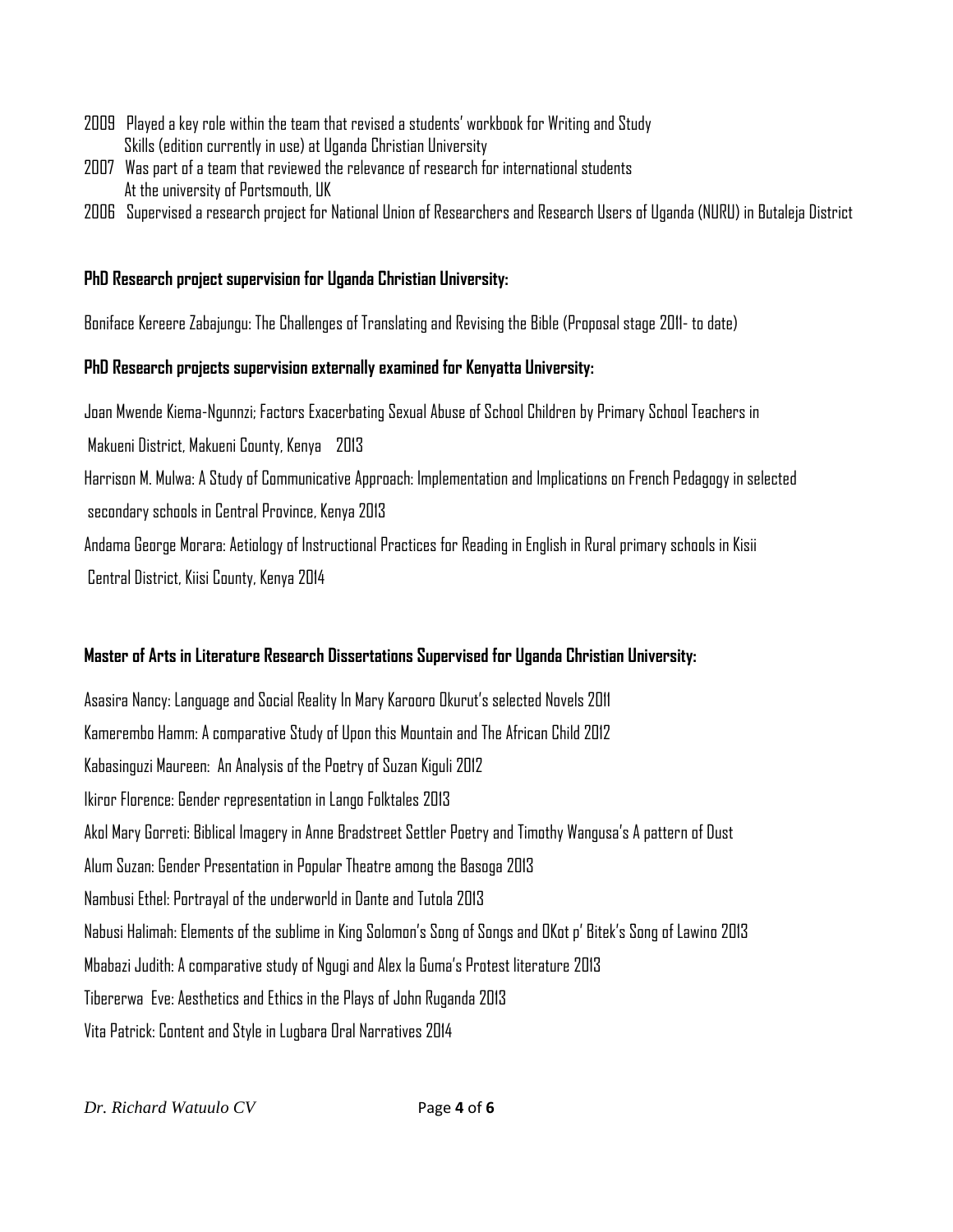2009 Played a key role within the team that revised a students' workbook for Writing and Study Skills (edition currently in use) at Uganda Christian University

2007 Was part of a team that reviewed the relevance of research for international students At the university of Portsmouth, UK

2006 Supervised a research project for National Union of Researchers and Research Users of Uganda (NURU) in Butaleja District

**PhD Research project supervision for Uganda Christian University:**

Boniface Kereere Zabajungu: The Challenges of Translating and Revising the Bible (Proposal stage 2011- to date)

**PhD Research projects supervision externally examined for Kenyatta University:**

Joan Mwende Kiema-Ngunnzi; Factors Exacerbating Sexual Abuse of School Children by Primary School Teachers in Makueni District, Makueni County, Kenya 2013

Harrison M. Mulwa: A Study of Communicative Approach: Implementation and Implications on French Pedagogy in selected secondary schools in Central Province, Kenya 2013

Andama George Morara: Aetiology of Instructional Practices for Reading in English in Rural primary schools in Kisii Central District, Kiisi County, Kenya 2014

**Master of Arts in Literature Research Dissertations Supervised for Uganda Christian University:**

Asasira Nancy: Language and Social Reality In Mary Karooro Okurut's selected Novels 2011

Kamerembo Hamm: A comparative Study of Upon this Mountain and The African Child 2012

Kabasinguzi Maureen: An Analysis of the Poetry of Suzan Kiguli 2012

Ikiror Florence: Gender representation in Lango Folktales 2013

Akol Mary Gorreti: Biblical Imagery in Anne Bradstreet Settler Poetry and Timothy Wangusa's A pattern of Dust

Alum Suzan: Gender Presentation in Popular Theatre among the Basoga 2013

Nambusi Ethel: Portrayal of the underworld in Dante and Tutola 2013

Nabusi Halimah: Elements of the sublime in King Solomon's Song of Songs and OKot p' Bitek's Song of Lawino 2013

Mbabazi Judith: A comparative study of Ngugi and Alex la Guma's Protest literature 2013

Tibererwa Eve: Aesthetics and Ethics in the Plays of John Ruganda 2013

Vita Patrick: Content and Style in Lugbara Oral Narratives 2014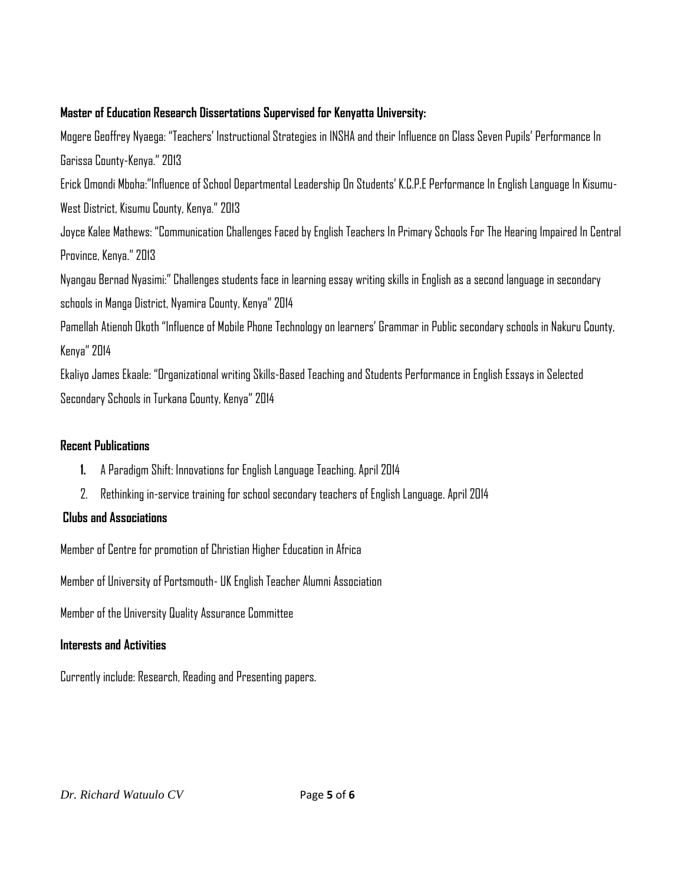**Master of Education Research Dissertations Supervised for Kenyatta University:**

Mogere Geoffrey Nyaega: "Teachers' Instructional Strategies in INSHA and their Influence on Class Seven Pupils' Performance In Garissa County-Kenya." 2013

Erick Omondi Mboha:"Influence of School Departmental Leadership On Students' K.C.P.E Performance In English Language In Kisumu-West District, Kisumu County, Kenya." 2013

Joyce Kalee Mathews: "Communication Challenges Faced by English Teachers In Primary Schools For The Hearing Impaired In Central Province, Kenya." 2013

Nyangau Bernad Nyasimi:" Challenges students face in learning essay writing skills in English as a second language in secondary schools in Manga District, Nyamira County, Kenya" 2014

Pamellah Atienoh Okoth "Influence of Mobile Phone Technology on learners' Grammar in Public secondary schools in Nakuru County, Kenya" 2014

Ekaliyo James Ekaale: "Organizational writing Skills-Based Teaching and Students Performance in English Essays in Selected Secondary Schools in Turkana County, Kenya" 2014

**Recent Publications**

1. A Paradigm Shift: Innovations for English Language Teaching. April 2014
2. Rethinking in-service training for school secondary teachers of English Language. April 2014

**Clubs and Associations**

Member of Centre for promotion of Christian Higher Education in Africa

Member of University of Portsmouth- UK English Teacher Alumni Association

Member of the University Quality Assurance Committee

**Interests and Activities**

Currently include: Research, Reading and Presenting papers.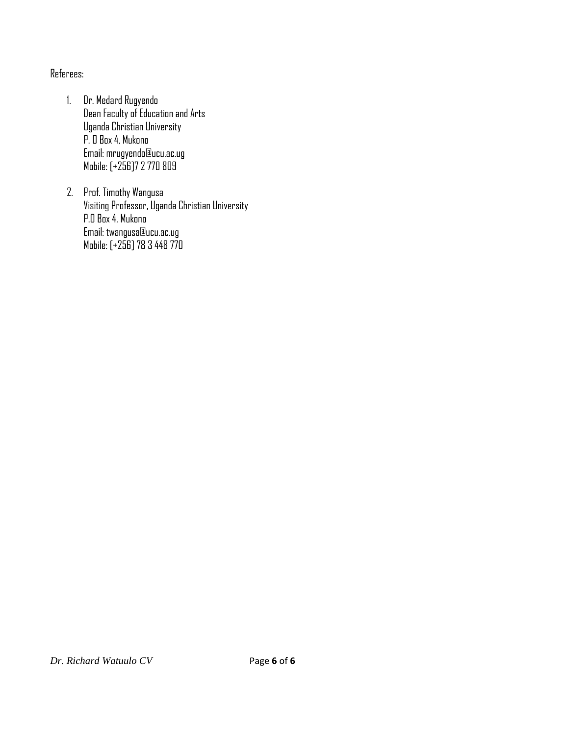Referees:

1. Dr. Medard Rugyendo
   Dean Faculty of Education and Arts
   Uganda Christian University
   P. O Box 4, Mukono
   Email: mrugyendo@ucu.ac.ug
   Mobile: [+256]7 2 770 809

2. Prof. Timothy Wangusa
   Visiting Professor, Uganda Christian University
   P.O Box 4, Mukono
   Email: twangusa@ucu.ac.ug
   Mobile: [+256] 78 3 448 770